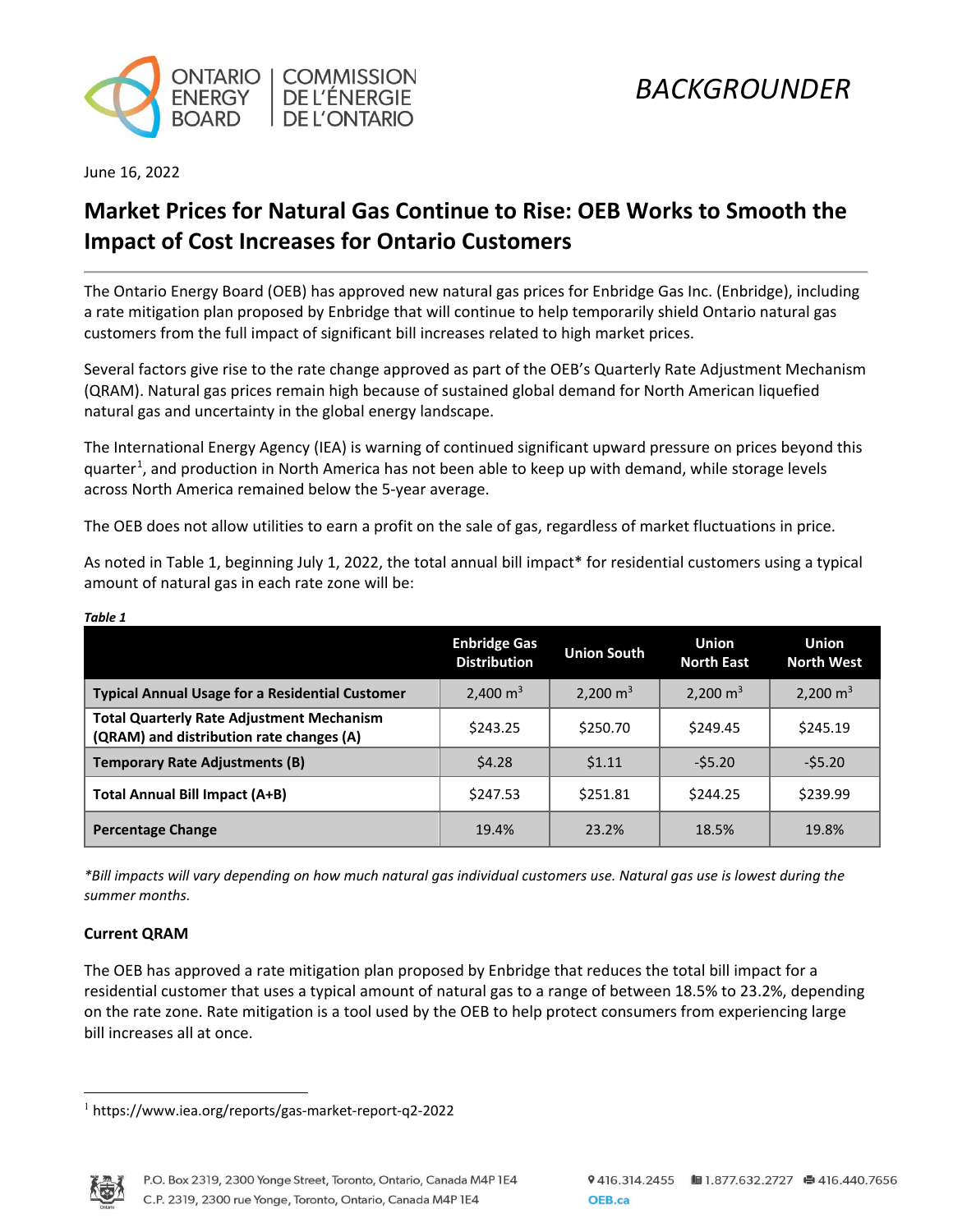# BACKGROUNDER

June 16, 2022

## Market Prices for Natural Gas Continue to Rise: OEB Works to Smooth the Impact of Cost Increases for Ontario Customers

The Ontario Energy Board (OEB) has approved new natural gas prices for Enbridge Gas Inc. (Enbridge), including a rate mitigation plan proposed by Enbridge that will continue to help temporarily shield Ontario natural gas customers from the full impact of significant bill increases related to high market prices.

Several factors give rise to the rate change approved as part of the OEB's Quarterly Rate Adjustment Mechanism (QRAM). Natural gas prices remain high because of sustained global demand for North American liquefied natural gas and uncertainty in the global energy landscape.

The International Energy Agency (IEA) is warning of continued significant upward pressure on prices beyond this quarter[1], and production in North America has not been able to keep up with demand, while storage levels across North America remained below the 5-year average.

The OEB does not allow utilities to earn a profit on the sale of gas, regardless of market fluctuations in price.

As noted in Table 1, beginning July 1, 2022, the total annual bill impact* for residential customers using a typical amount of natural gas in each rate zone will be:

***Table 1***

| | Enbridge Gas Distribution | Union South | Union North East | Union North West |
|---|---|---|---|---|
| **Typical Annual Usage for a Residential Customer** | 2,400 $m^3$ | 2,200 $m^3$ | 2,200 $m^3$ | 2,200 $m^3$ |
| **Total Quarterly Rate Adjustment Mechanism (QRAM) and distribution rate changes (A)** | $243.25 | $250.70 | $249.45 | $245.19 |
| **Temporary Rate Adjustments (B)** | $4.28 | $1.11 | -$5.20 | -$5.20 |
| **Total Annual Bill Impact (A+B)** | $247.53 | $251.81 | $244.25 | $239.99 |
| **Percentage Change** | 19.4% | 23.2% | 18.5% | 19.8% |

*\*Bill impacts will vary depending on how much natural gas individual customers use. Natural gas use is lowest during the summer months.*

### Current QRAM

The OEB has approved a rate mitigation plan proposed by Enbridge that reduces the total bill impact for a residential customer that uses a typical amount of natural gas to a range of between 18.5% to 23.2%, depending on the rate zone. Rate mitigation is a tool used by the OEB to help protect consumers from experiencing large bill increases all at once.

[1] https://www.iea.org/reports/gas-market-report-q2-2022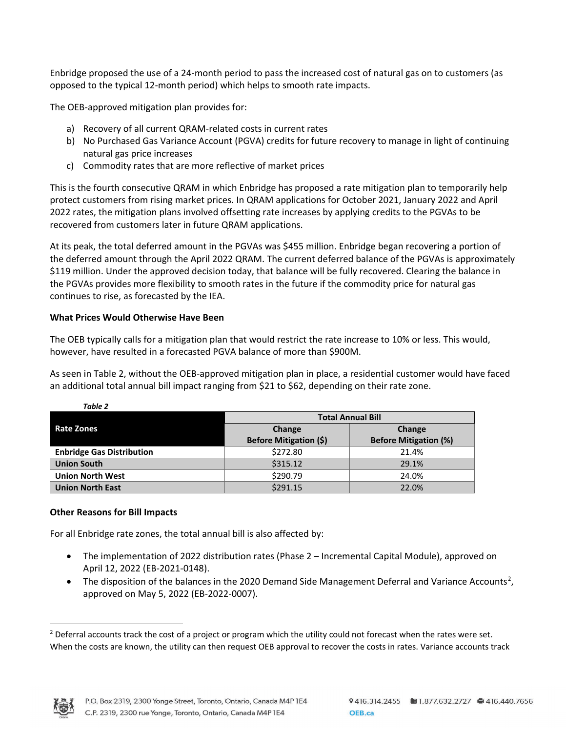Enbridge proposed the use of a 24-month period to pass the increased cost of natural gas on to customers (as opposed to the typical 12-month period) which helps to smooth rate impacts.

The OEB-approved mitigation plan provides for:

a) Recovery of all current QRAM-related costs in current rates
b) No Purchased Gas Variance Account (PGVA) credits for future recovery to manage in light of continuing natural gas price increases
c) Commodity rates that are more reflective of market prices

This is the fourth consecutive QRAM in which Enbridge has proposed a rate mitigation plan to temporarily help protect customers from rising market prices. In QRAM applications for October 2021, January 2022 and April 2022 rates, the mitigation plans involved offsetting rate increases by applying credits to the PGVAs to be recovered from customers later in future QRAM applications.

At its peak, the total deferred amount in the PGVAs was $455 million. Enbridge began recovering a portion of the deferred amount through the April 2022 QRAM. The current deferred balance of the PGVAs is approximately $119 million. Under the approved decision today, that balance will be fully recovered. Clearing the balance in the PGVAs provides more flexibility to smooth rates in the future if the commodity price for natural gas continues to rise, as forecasted by the IEA.

**What Prices Would Otherwise Have Been**

The OEB typically calls for a mitigation plan that would restrict the rate increase to 10% or less. This would, however, have resulted in a forecasted PGVA balance of more than $900M.

As seen in Table 2, without the OEB-approved mitigation plan in place, a residential customer would have faced an additional total annual bill impact ranging from $21 to $62, depending on their rate zone.

*Table 2*

| Rate Zones | Total Annual Bill | |
|---|---|---|
| | Change Before Mitigation ($) | Change Before Mitigation (%) |
| **Enbridge Gas Distribution** | $272.80 | 21.4% |
| **Union South** | $315.12 | 29.1% |
| **Union North West** | $290.79 | 24.0% |
| **Union North East** | $291.15 | 22.0% |

**Other Reasons for Bill Impacts**

For all Enbridge rate zones, the total annual bill is also affected by:

- The implementation of 2022 distribution rates (Phase 2 – Incremental Capital Module), approved on April 12, 2022 (EB-2021-0148).
- The disposition of the balances in the 2020 Demand Side Management Deferral and Variance Accounts[2], approved on May 5, 2022 (EB-2022-0007).

[2] Deferral accounts track the cost of a project or program which the utility could not forecast when the rates were set. When the costs are known, the utility can then request OEB approval to recover the costs in rates. Variance accounts track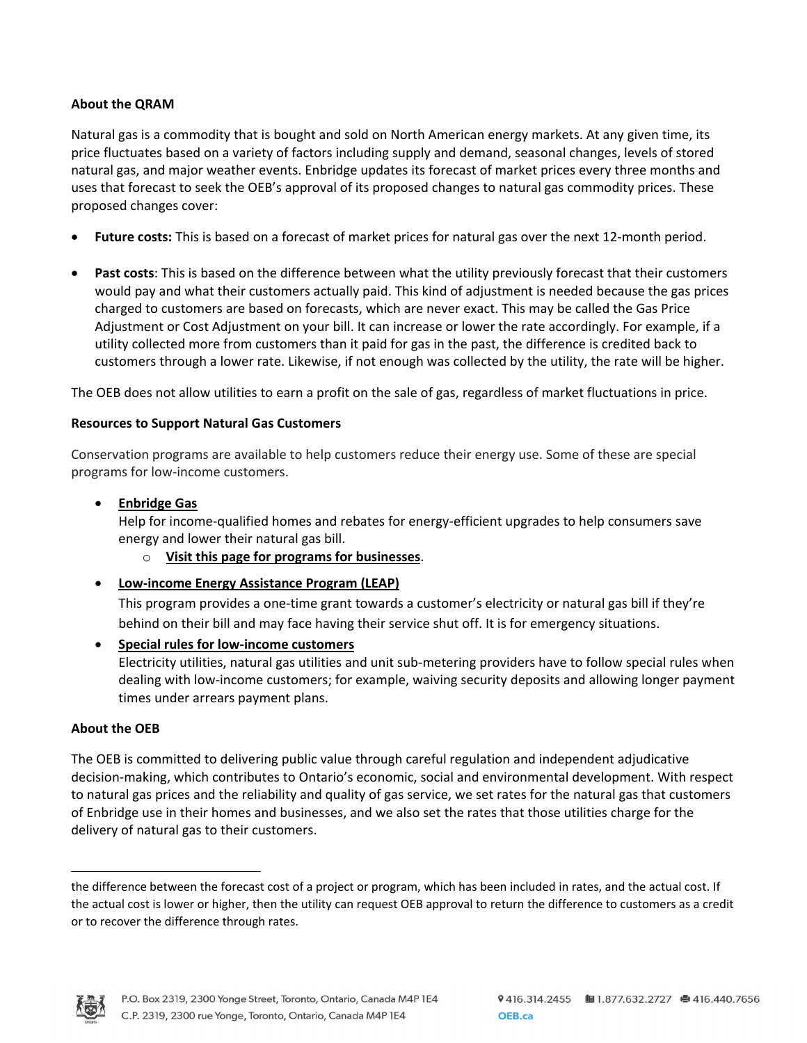**About the QRAM**

Natural gas is a commodity that is bought and sold on North American energy markets. At any given time, its price fluctuates based on a variety of factors including supply and demand, seasonal changes, levels of stored natural gas, and major weather events. Enbridge updates its forecast of market prices every three months and uses that forecast to seek the OEB's approval of its proposed changes to natural gas commodity prices. These proposed changes cover:

- **Future costs:** This is based on a forecast of market prices for natural gas over the next 12-month period.
- **Past costs**: This is based on the difference between what the utility previously forecast that their customers would pay and what their customers actually paid. This kind of adjustment is needed because the gas prices charged to customers are based on forecasts, which are never exact. This may be called the Gas Price Adjustment or Cost Adjustment on your bill. It can increase or lower the rate accordingly. For example, if a utility collected more from customers than it paid for gas in the past, the difference is credited back to customers through a lower rate. Likewise, if not enough was collected by the utility, the rate will be higher.

The OEB does not allow utilities to earn a profit on the sale of gas, regardless of market fluctuations in price.

**Resources to Support Natural Gas Customers**

Conservation programs are available to help customers reduce their energy use. Some of these are special programs for low-income customers.

- **Enbridge Gas**
  Help for income-qualified homes and rebates for energy-efficient upgrades to help consumers save energy and lower their natural gas bill.
  - **Visit this page for programs for businesses**.
- **Low-income Energy Assistance Program (LEAP)**
  This program provides a one-time grant towards a customer's electricity or natural gas bill if they're behind on their bill and may face having their service shut off. It is for emergency situations.
- **Special rules for low-income customers**
  Electricity utilities, natural gas utilities and unit sub-metering providers have to follow special rules when dealing with low-income customers; for example, waiving security deposits and allowing longer payment times under arrears payment plans.

**About the OEB**

The OEB is committed to delivering public value through careful regulation and independent adjudicative decision-making, which contributes to Ontario's economic, social and environmental development. With respect to natural gas prices and the reliability and quality of gas service, we set rates for the natural gas that customers of Enbridge use in their homes and businesses, and we also set the rates that those utilities charge for the delivery of natural gas to their customers.

---

the difference between the forecast cost of a project or program, which has been included in rates, and the actual cost. If the actual cost is lower or higher, then the utility can request OEB approval to return the difference to customers as a credit or to recover the difference through rates.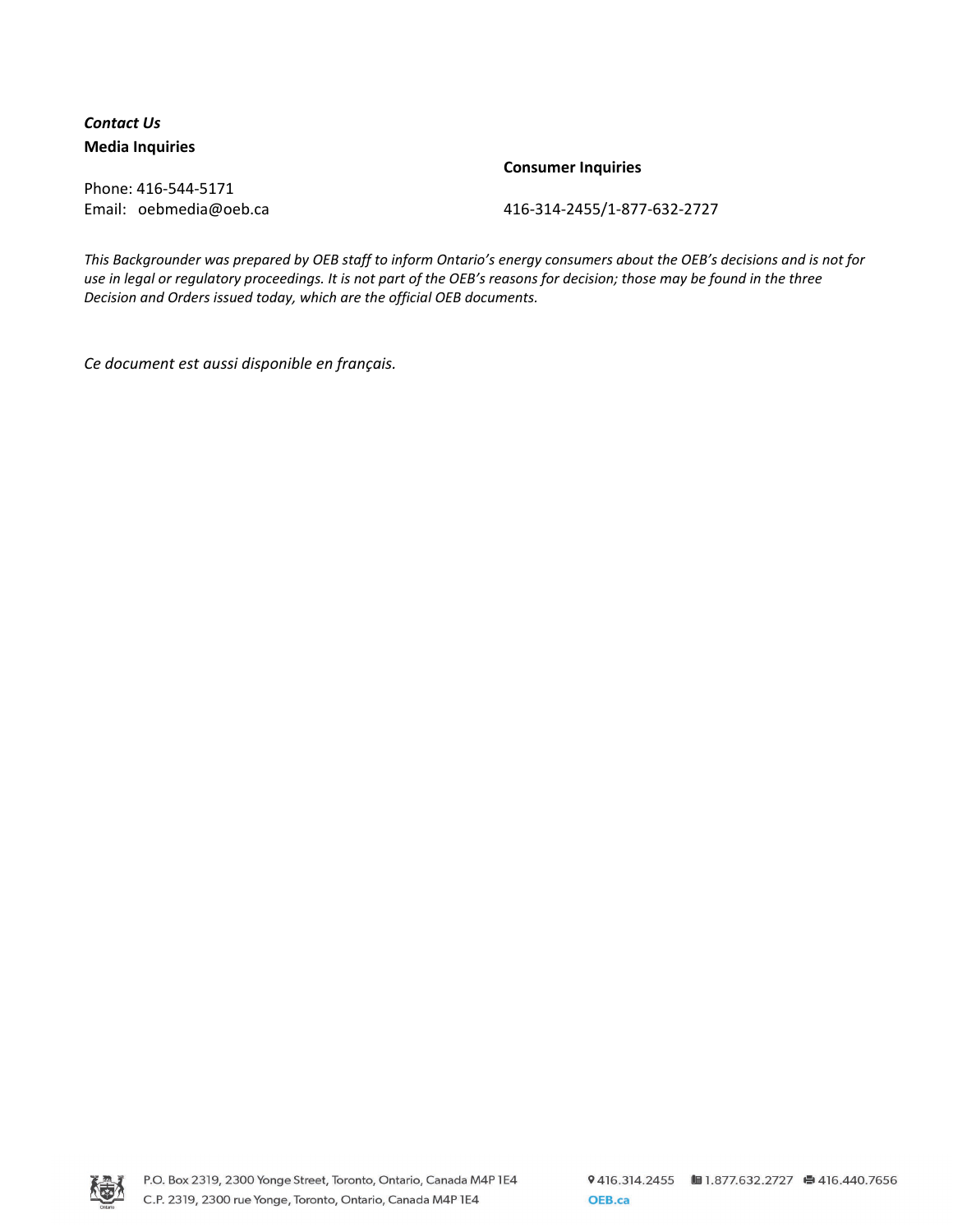***Contact Us***

**Media Inquiries**

Phone: 416-544-5171
Email: oebmedia@oeb.ca

**Consumer Inquiries**

416-314-2455/1-877-632-2727

*This Backgrounder was prepared by OEB staff to inform Ontario's energy consumers about the OEB's decisions and is not for use in legal or regulatory proceedings. It is not part of the OEB's reasons for decision; those may be found in the three Decision and Orders issued today, which are the official OEB documents.*

*Ce document est aussi disponible en français.*